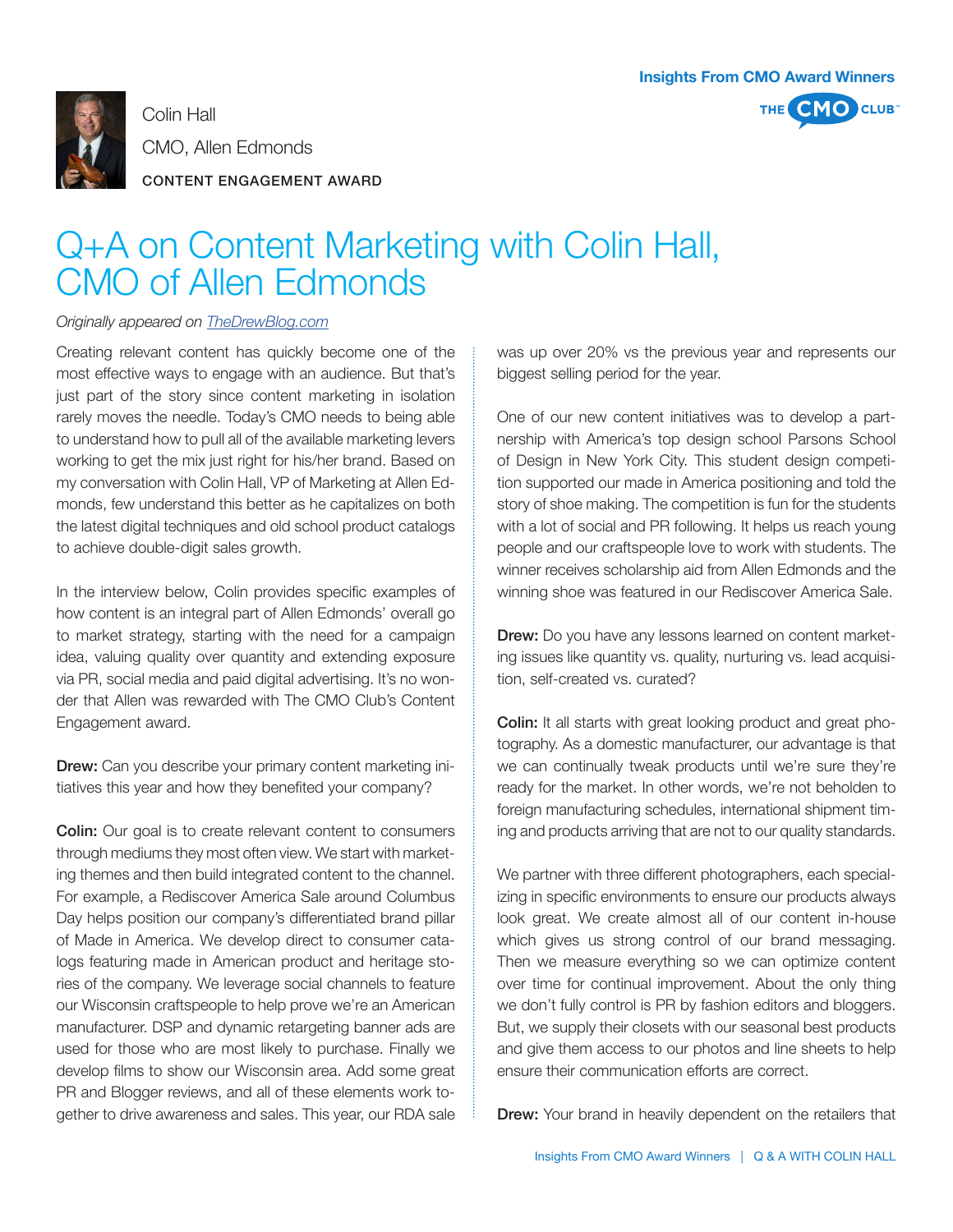Insights From CMO Award Winners

Colin Hall

CMO, Allen Edmonds

CONTENT ENGAGEMENT AWARD

# Q+A on Content Marketing with Colin Hall, CMO of Allen Edmonds

*Originally appeared on [TheDrewBlog.com](TheDrewBlog.com)*

Creating relevant content has quickly become one of the most effective ways to engage with an audience. But that's just part of the story since content marketing in isolation rarely moves the needle. Today's CMO needs to being able to understand how to pull all of the available marketing levers working to get the mix just right for his/her brand. Based on my conversation with Colin Hall, VP of Marketing at Allen Edmonds, few understand this better as he capitalizes on both the latest digital techniques and old school product catalogs to achieve double-digit sales growth.

In the interview below, Colin provides specific examples of how content is an integral part of Allen Edmonds' overall go to market strategy, starting with the need for a campaign idea, valuing quality over quantity and extending exposure via PR, social media and paid digital advertising. It's no wonder that Allen was rewarded with The CMO Club's Content Engagement award.

**Drew:** Can you describe your primary content marketing initiatives this year and how they benefited your company?

**Colin:** Our goal is to create relevant content to consumers through mediums they most often view. We start with marketing themes and then build integrated content to the channel. For example, a Rediscover America Sale around Columbus Day helps position our company's differentiated brand pillar of Made in America. We develop direct to consumer catalogs featuring made in American product and heritage stories of the company. We leverage social channels to feature our Wisconsin craftspeople to help prove we're an American manufacturer. DSP and dynamic retargeting banner ads are used for those who are most likely to purchase. Finally we develop films to show our Wisconsin area. Add some great PR and Blogger reviews, and all of these elements work together to drive awareness and sales. This year, our RDA sale was up over 20% vs the previous year and represents our biggest selling period for the year.

One of our new content initiatives was to develop a partnership with America's top design school Parsons School of Design in New York City. This student design competition supported our made in America positioning and told the story of shoe making. The competition is fun for the students with a lot of social and PR following. It helps us reach young people and our craftspeople love to work with students. The winner receives scholarship aid from Allen Edmonds and the winning shoe was featured in our Rediscover America Sale.

**Drew:** Do you have any lessons learned on content marketing issues like quantity vs. quality, nurturing vs. lead acquisition, self-created vs. curated?

**Colin:** It all starts with great looking product and great photography. As a domestic manufacturer, our advantage is that we can continually tweak products until we're sure they're ready for the market. In other words, we're not beholden to foreign manufacturing schedules, international shipment timing and products arriving that are not to our quality standards.

We partner with three different photographers, each specializing in specific environments to ensure our products always look great. We create almost all of our content in-house which gives us strong control of our brand messaging. Then we measure everything so we can optimize content over time for continual improvement. About the only thing we don't fully control is PR by fashion editors and bloggers. But, we supply their closets with our seasonal best products and give them access to our photos and line sheets to help ensure their communication efforts are correct.

**Drew:** Your brand in heavily dependent on the retailers that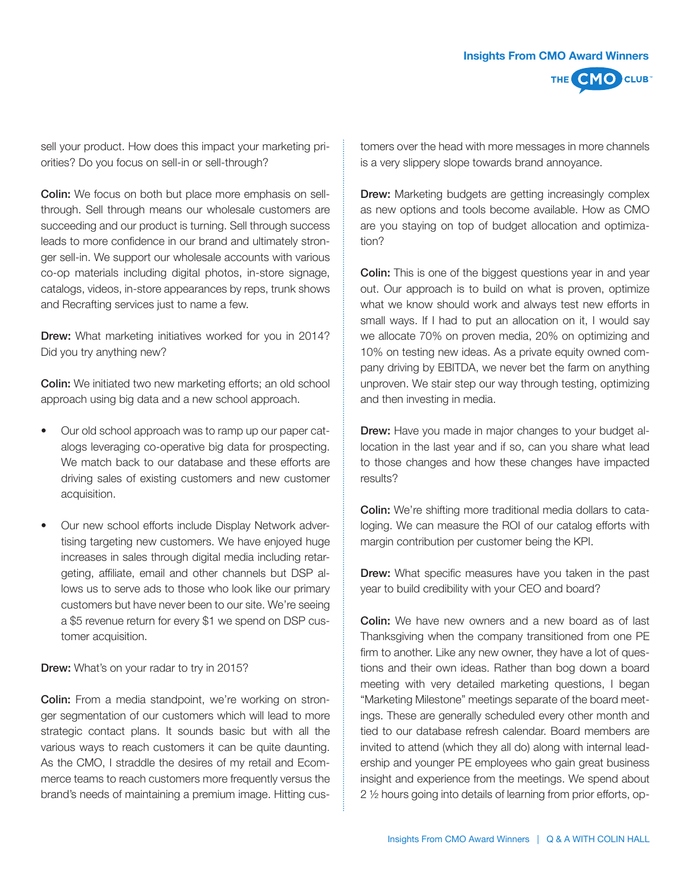sell your product. How does this impact your marketing priorities? Do you focus on sell-in or sell-through?

**Colin:** We focus on both but place more emphasis on sell-through. Sell through means our wholesale customers are succeeding and our product is turning. Sell through success leads to more confidence in our brand and ultimately stronger sell-in. We support our wholesale accounts with various co-op materials including digital photos, in-store signage, catalogs, videos, in-store appearances by reps, trunk shows and Recrafting services just to name a few.

**Drew:** What marketing initiatives worked for you in 2014? Did you try anything new?

**Colin:** We initiated two new marketing efforts; an old school approach using big data and a new school approach.

- Our old school approach was to ramp up our paper catalogs leveraging co-operative big data for prospecting. We match back to our database and these efforts are driving sales of existing customers and new customer acquisition.
- Our new school efforts include Display Network advertising targeting new customers. We have enjoyed huge increases in sales through digital media including retargeting, affiliate, email and other channels but DSP allows us to serve ads to those who look like our primary customers but have never been to our site. We're seeing a $5 revenue return for every $1 we spend on DSP customer acquisition.

**Drew:** What's on your radar to try in 2015?

**Colin:** From a media standpoint, we're working on stronger segmentation of our customers which will lead to more strategic contact plans. It sounds basic but with all the various ways to reach customers it can be quite daunting. As the CMO, I straddle the desires of my retail and Ecommerce teams to reach customers more frequently versus the brand's needs of maintaining a premium image. Hitting customers over the head with more messages in more channels is a very slippery slope towards brand annoyance.

**Drew:** Marketing budgets are getting increasingly complex as new options and tools become available. How as CMO are you staying on top of budget allocation and optimization?

**Colin:** This is one of the biggest questions year in and year out. Our approach is to build on what is proven, optimize what we know should work and always test new efforts in small ways. If I had to put an allocation on it, I would say we allocate 70% on proven media, 20% on optimizing and 10% on testing new ideas. As a private equity owned company driving by EBITDA, we never bet the farm on anything unproven. We stair step our way through testing, optimizing and then investing in media.

**Drew:** Have you made in major changes to your budget allocation in the last year and if so, can you share what lead to those changes and how these changes have impacted results?

**Colin:** We're shifting more traditional media dollars to cataloging. We can measure the ROI of our catalog efforts with margin contribution per customer being the KPI.

**Drew:** What specific measures have you taken in the past year to build credibility with your CEO and board?

**Colin:** We have new owners and a new board as of last Thanksgiving when the company transitioned from one PE firm to another. Like any new owner, they have a lot of questions and their own ideas. Rather than bog down a board meeting with very detailed marketing questions, I began "Marketing Milestone" meetings separate of the board meetings. These are generally scheduled every other month and tied to our database refresh calendar. Board members are invited to attend (which they all do) along with internal leadership and younger PE employees who gain great business insight and experience from the meetings. We spend about 2 ½ hours going into details of learning from prior efforts, op-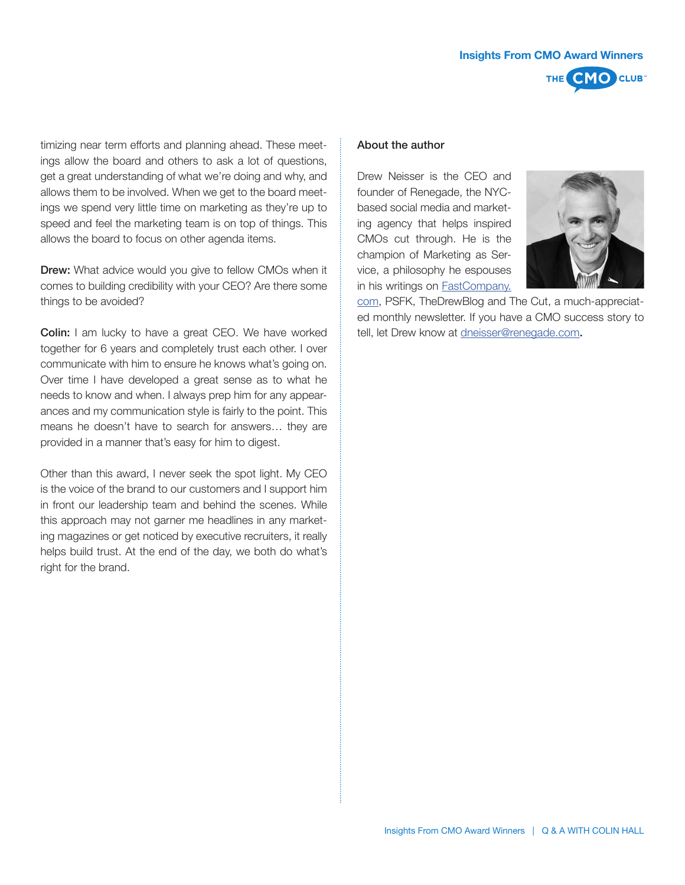timizing near term efforts and planning ahead. These meetings allow the board and others to ask a lot of questions, get a great understanding of what we're doing and why, and allows them to be involved. When we get to the board meetings we spend very little time on marketing as they're up to speed and feel the marketing team is on top of things. This allows the board to focus on other agenda items.

**Drew:** What advice would you give to fellow CMOs when it comes to building credibility with your CEO? Are there some things to be avoided?

**Colin:** I am lucky to have a great CEO. We have worked together for 6 years and completely trust each other. I over communicate with him to ensure he knows what's going on. Over time I have developed a great sense as to what he needs to know and when. I always prep him for any appearances and my communication style is fairly to the point. This means he doesn't have to search for answers… they are provided in a manner that's easy for him to digest.

Other than this award, I never seek the spot light. My CEO is the voice of the brand to our customers and I support him in front our leadership team and behind the scenes. While this approach may not garner me headlines in any marketing magazines or get noticed by executive recruiters, it really helps build trust. At the end of the day, we both do what's right for the brand.

### About the author

Drew Neisser is the CEO and founder of Renegade, the NYC-based social media and marketing agency that helps inspired CMOs cut through. He is the champion of Marketing as Service, a philosophy he espouses in his writings on FastCompany.com, PSFK, TheDrewBlog and The Cut, a much-appreciated monthly newsletter. If you have a CMO success story to tell, let Drew know at dneisser@renegade.com.